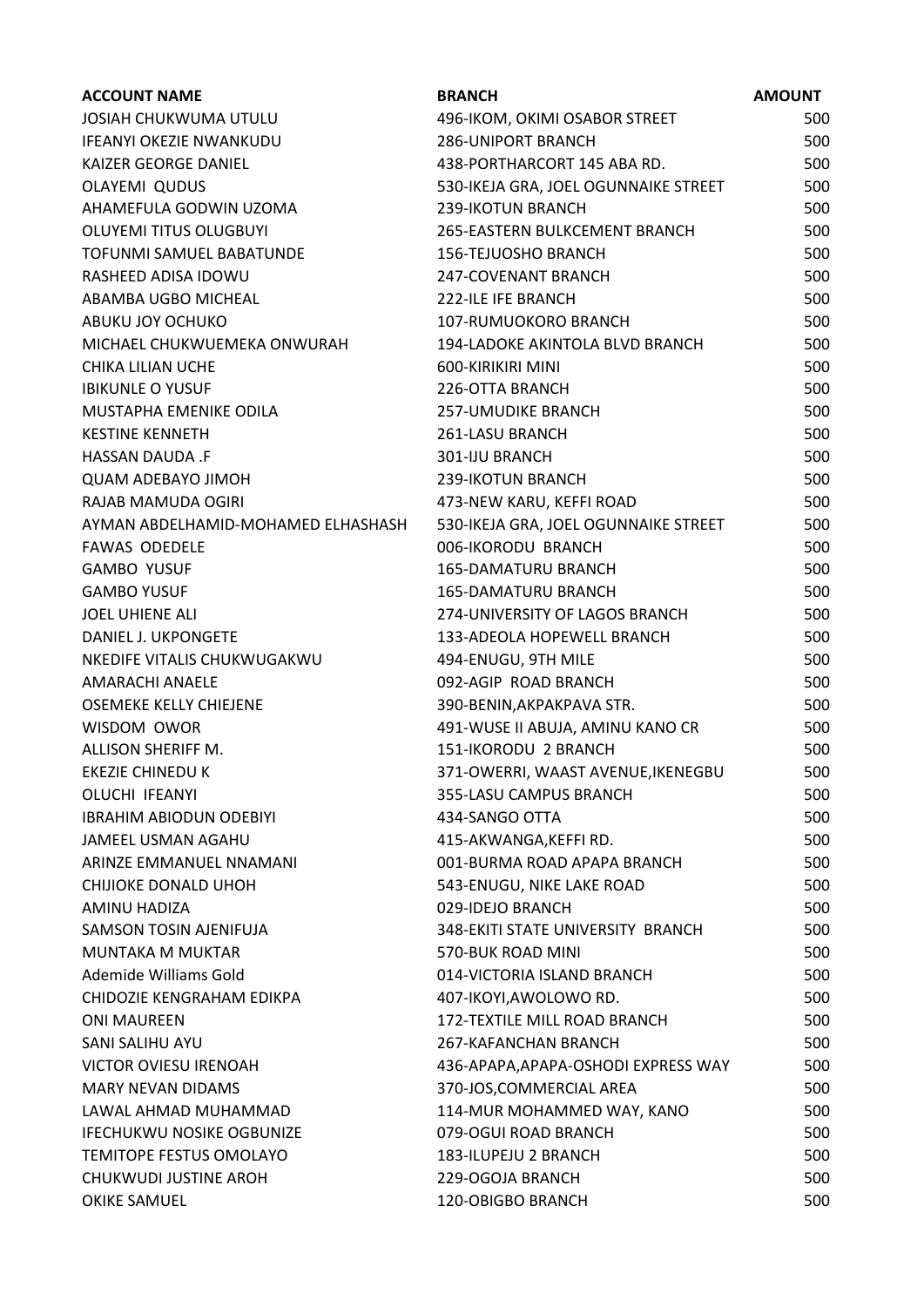| ACCOUNT NAME | BRANCH | AMOUNT |
| --- | --- | --- |
| JOSIAH CHUKWUMA UTULU | 496-IKOM, OKIMI OSABOR STREET | 500 |
| IFEANYI OKEZIE NWANKUDU | 286-UNIPORT BRANCH | 500 |
| KAIZER GEORGE DANIEL | 438-PORTHARCORT 145 ABA RD. | 500 |
| OLAYEMI QUDUS | 530-IKEJA GRA, JOEL OGUNNAIKE STREET | 500 |
| AHAMEFULA GODWIN UZOMA | 239-IKOTUN BRANCH | 500 |
| OLUYEMI TITUS OLUGBUYI | 265-EASTERN BULKCEMENT BRANCH | 500 |
| TOFUNMI SAMUEL BABATUNDE | 156-TEJUOSHO BRANCH | 500 |
| RASHEED ADISA IDOWU | 247-COVENANT BRANCH | 500 |
| ABAMBA UGBO MICHEAL | 222-ILE IFE BRANCH | 500 |
| ABUKU JOY OCHUKO | 107-RUMUOKORO BRANCH | 500 |
| MICHAEL CHUKWUEMEKA ONWURAH | 194-LADOKE AKINTOLA BLVD BRANCH | 500 |
| CHIKA LILIAN UCHE | 600-KIRIKIRI MINI | 500 |
| IBIKUNLE O YUSUF | 226-OTTA BRANCH | 500 |
| MUSTAPHA EMENIKE ODILA | 257-UMUDIKE BRANCH | 500 |
| KESTINE KENNETH | 261-LASU BRANCH | 500 |
| HASSAN DAUDA .F | 301-IJU BRANCH | 500 |
| QUAM ADEBAYO JIMOH | 239-IKOTUN BRANCH | 500 |
| RAJAB MAMUDA OGIRI | 473-NEW KARU, KEFFI ROAD | 500 |
| AYMAN ABDELHAMID-MOHAMED ELHASHASH | 530-IKEJA GRA, JOEL OGUNNAIKE STREET | 500 |
| FAWAS ODEDELE | 006-IKORODU BRANCH | 500 |
| GAMBO YUSUF | 165-DAMATURU BRANCH | 500 |
| GAMBO YUSUF | 165-DAMATURU BRANCH | 500 |
| JOEL UHIENE ALI | 274-UNIVERSITY OF LAGOS BRANCH | 500 |
| DANIEL J. UKPONGETE | 133-ADEOLA HOPEWELL BRANCH | 500 |
| NKEDIFE VITALIS CHUKWUGAKWU | 494-ENUGU, 9TH MILE | 500 |
| AMARACHI ANAELE | 092-AGIP ROAD BRANCH | 500 |
| OSEMEKE KELLY CHIEJENE | 390-BENIN,AKPAKPAVA STR. | 500 |
| WISDOM OWOR | 491-WUSE II ABUJA, AMINU KANO CR | 500 |
| ALLISON SHERIFF M. | 151-IKORODU 2 BRANCH | 500 |
| EKEZIE CHINEDU K | 371-OWERRI, WAAST AVENUE,IKENEGBU | 500 |
| OLUCHI IFEANYI | 355-LASU CAMPUS BRANCH | 500 |
| IBRAHIM ABIODUN ODEBIYI | 434-SANGO OTTA | 500 |
| JAMEEL USMAN AGAHU | 415-AKWANGA,KEFFI RD. | 500 |
| ARINZE EMMANUEL NNAMANI | 001-BURMA ROAD APAPA BRANCH | 500 |
| CHIJIOKE DONALD UHOH | 543-ENUGU, NIKE LAKE ROAD | 500 |
| AMINU HADIZA | 029-IDEJO BRANCH | 500 |
| SAMSON TOSIN AJENIFUJA | 348-EKITI STATE UNIVERSITY BRANCH | 500 |
| MUNTAKA M MUKTAR | 570-BUK ROAD MINI | 500 |
| Ademide Williams Gold | 014-VICTORIA ISLAND BRANCH | 500 |
| CHIDOZIE KENGRAHAM EDIKPA | 407-IKOYI,AWOLOWO RD. | 500 |
| ONI MAUREEN | 172-TEXTILE MILL ROAD BRANCH | 500 |
| SANI SALIHU AYU | 267-KAFANCHAN BRANCH | 500 |
| VICTOR OVIESU IRENOAH | 436-APAPA,APAPA-OSHODI EXPRESS WAY | 500 |
| MARY NEVAN DIDAMS | 370-JOS,COMMERCIAL AREA | 500 |
| LAWAL AHMAD MUHAMMAD | 114-MUR MOHAMMED WAY, KANO | 500 |
| IFECHUKWU NOSIKE OGBUNIZE | 079-OGUI ROAD BRANCH | 500 |
| TEMITOPE FESTUS OMOLAYO | 183-ILUPEJU 2 BRANCH | 500 |
| CHUKWUDI JUSTINE AROH | 229-OGOJA BRANCH | 500 |
| OKIKE SAMUEL | 120-OBIGBO BRANCH | 500 |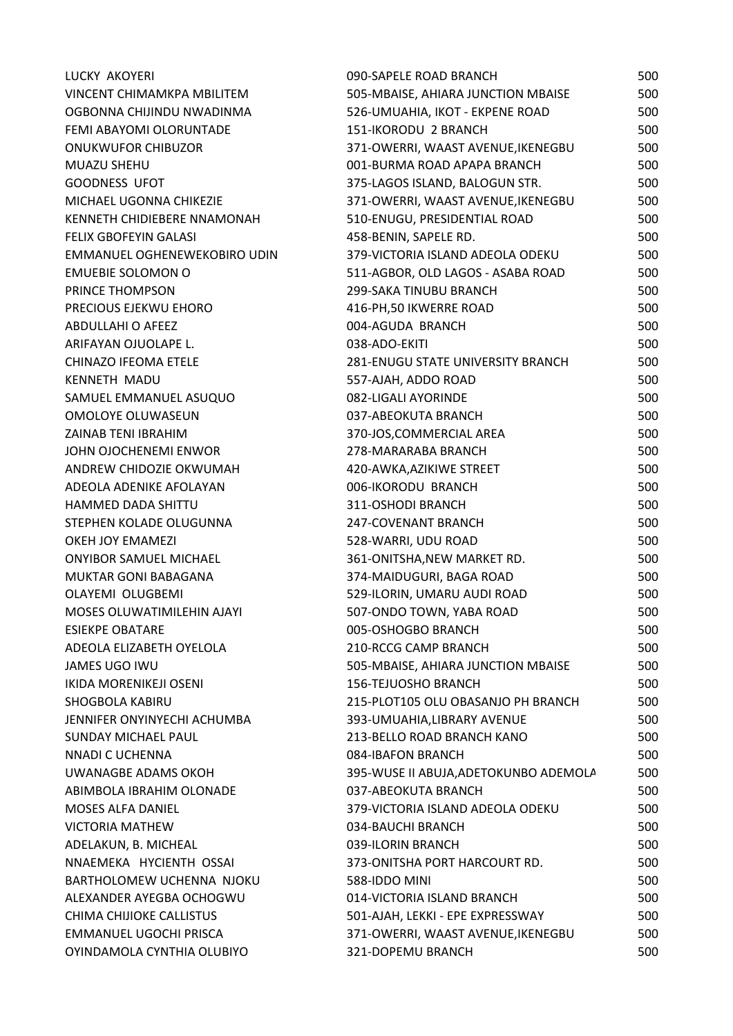| | | |
|---|---|---|
| LUCKY AKOYERI | 090-SAPELE ROAD BRANCH | 500 |
| VINCENT CHIMAMKPA MBILITEM | 505-MBAISE, AHIARA JUNCTION MBAISE | 500 |
| OGBONNA CHIJINDU NWADINMA | 526-UMUAHIA, IKOT - EKPENE ROAD | 500 |
| FEMI ABAYOMI OLORUNTADE | 151-IKORODU 2 BRANCH | 500 |
| ONUKWUFOR CHIBUZOR | 371-OWERRI, WAAST AVENUE,IKENEGBU | 500 |
| MUAZU SHEHU | 001-BURMA ROAD APAPA BRANCH | 500 |
| GOODNESS UFOT | 375-LAGOS ISLAND, BALOGUN STR. | 500 |
| MICHAEL UGONNA CHIKEZIE | 371-OWERRI, WAAST AVENUE,IKENEGBU | 500 |
| KENNETH CHIDIEBERE NNAMONAH | 510-ENUGU, PRESIDENTIAL ROAD | 500 |
| FELIX GBOFEYIN GALASI | 458-BENIN, SAPELE RD. | 500 |
| EMMANUEL OGHENEWEKOBIRO UDIN | 379-VICTORIA ISLAND ADEOLA ODEKU | 500 |
| EMUEBIE SOLOMON O | 511-AGBOR, OLD LAGOS - ASABA ROAD | 500 |
| PRINCE THOMPSON | 299-SAKA TINUBU BRANCH | 500 |
| PRECIOUS EJEKWU EHORO | 416-PH,50 IKWERRE ROAD | 500 |
| ABDULLAHI O AFEEZ | 004-AGUDA BRANCH | 500 |
| ARIFAYAN OJUOLAPE L. | 038-ADO-EKITI | 500 |
| CHINAZO IFEOMA ETELE | 281-ENUGU STATE UNIVERSITY BRANCH | 500 |
| KENNETH MADU | 557-AJAH, ADDO ROAD | 500 |
| SAMUEL EMMANUEL ASUQUO | 082-LIGALI AYORINDE | 500 |
| OMOLOYE OLUWASEUN | 037-ABEOKUTA BRANCH | 500 |
| ZAINAB TENI IBRAHIM | 370-JOS,COMMERCIAL AREA | 500 |
| JOHN OJOCHENEMI ENWOR | 278-MARARABA BRANCH | 500 |
| ANDREW CHIDOZIE OKWUMAH | 420-AWKA,AZIKIWE STREET | 500 |
| ADEOLA ADENIKE AFOLAYAN | 006-IKORODU BRANCH | 500 |
| HAMMED DADA SHITTU | 311-OSHODI BRANCH | 500 |
| STEPHEN KOLADE OLUGUNNA | 247-COVENANT BRANCH | 500 |
| OKEH JOY EMAMEZI | 528-WARRI, UDU ROAD | 500 |
| ONYIBOR SAMUEL MICHAEL | 361-ONITSHA,NEW MARKET RD. | 500 |
| MUKTAR GONI BABAGANA | 374-MAIDUGURI, BAGA ROAD | 500 |
| OLAYEMI OLUGBEMI | 529-ILORIN, UMARU AUDI ROAD | 500 |
| MOSES OLUWATIMILEHIN AJAYI | 507-ONDO TOWN, YABA ROAD | 500 |
| ESIEKPE OBATARE | 005-OSHOGBO BRANCH | 500 |
| ADEOLA ELIZABETH OYELOLA | 210-RCCG CAMP BRANCH | 500 |
| JAMES UGO IWU | 505-MBAISE, AHIARA JUNCTION MBAISE | 500 |
| IKIDA MORENIKEJI OSENI | 156-TEJUOSHO BRANCH | 500 |
| SHOGBOLA KABIRU | 215-PLOT105 OLU OBASANJO PH BRANCH | 500 |
| JENNIFER ONYINYECHI ACHUMBA | 393-UMUAHIA,LIBRARY AVENUE | 500 |
| SUNDAY MICHAEL PAUL | 213-BELLO ROAD BRANCH KANO | 500 |
| NNADI C UCHENNA | 084-IBAFON BRANCH | 500 |
| UWANAGBE ADAMS OKOH | 395-WUSE II ABUJA,ADETOKUNBO ADEMOLA | 500 |
| ABIMBOLA IBRAHIM OLONADE | 037-ABEOKUTA BRANCH | 500 |
| MOSES ALFA DANIEL | 379-VICTORIA ISLAND ADEOLA ODEKU | 500 |
| VICTORIA MATHEW | 034-BAUCHI BRANCH | 500 |
| ADELAKUN, B. MICHEAL | 039-ILORIN BRANCH | 500 |
| NNAEMEKA HYCIENTH OSSAI | 373-ONITSHA PORT HARCOURT RD. | 500 |
| BARTHOLOMEW UCHENNA NJOKU | 588-IDDO MINI | 500 |
| ALEXANDER AYEGBA OCHOGWU | 014-VICTORIA ISLAND BRANCH | 500 |
| CHIMA CHIJIOKE CALLISTUS | 501-AJAH, LEKKI - EPE EXPRESSWAY | 500 |
| EMMANUEL UGOCHI PRISCA | 371-OWERRI, WAAST AVENUE,IKENEGBU | 500 |
| OYINDAMOLA CYNTHIA OLUBIYO | 321-DOPEMU BRANCH | 500 |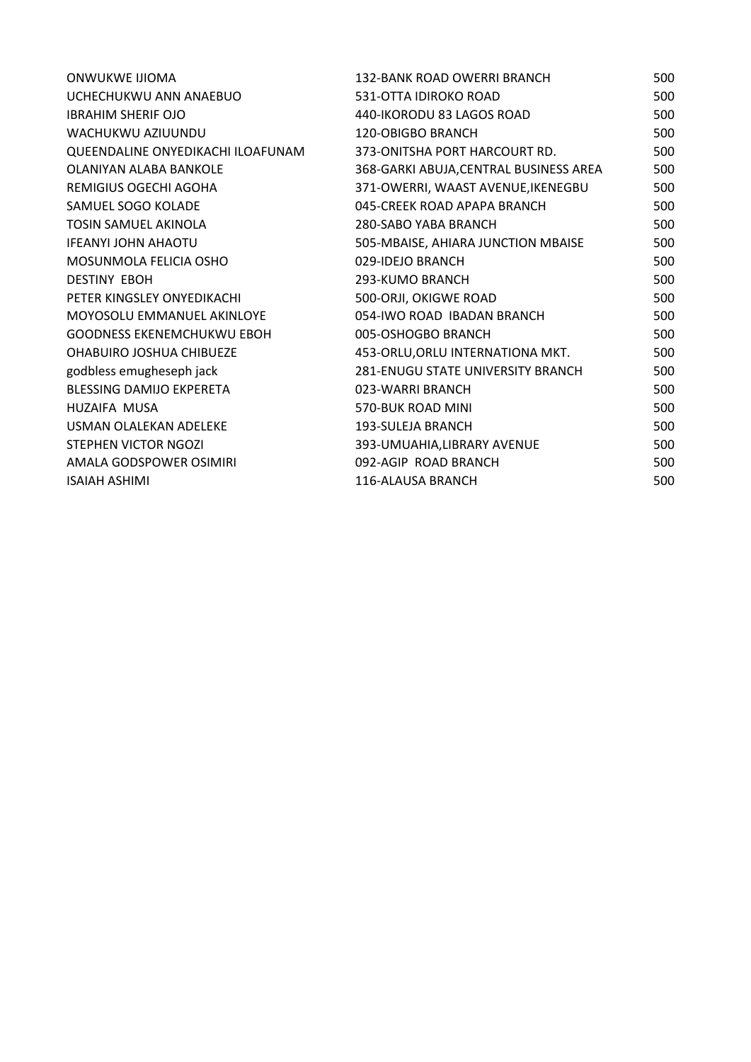| | | |
|---|---|---|
| ONWUKWE IJIOMA | 132-BANK ROAD OWERRI BRANCH | 500 |
| UCHECHUKWU ANN ANAEBUO | 531-OTTA IDIROKO ROAD | 500 |
| IBRAHIM SHERIF OJO | 440-IKORODU 83 LAGOS ROAD | 500 |
| WACHUKWU AZIUUNDU | 120-OBIGBO BRANCH | 500 |
| QUEENDALINE ONYEDIKACHI ILOAFUNAM | 373-ONITSHA PORT HARCOURT RD. | 500 |
| OLANIYAN ALABA BANKOLE | 368-GARKI ABUJA,CENTRAL BUSINESS AREA | 500 |
| REMIGIUS OGECHI AGOHA | 371-OWERRI, WAAST AVENUE,IKENEGBU | 500 |
| SAMUEL SOGO KOLADE | 045-CREEK ROAD APAPA BRANCH | 500 |
| TOSIN SAMUEL AKINOLA | 280-SABO YABA BRANCH | 500 |
| IFEANYI JOHN AHAOTU | 505-MBAISE, AHIARA JUNCTION MBAISE | 500 |
| MOSUNMOLA FELICIA OSHO | 029-IDEJO BRANCH | 500 |
| DESTINY EBOH | 293-KUMO BRANCH | 500 |
| PETER KINGSLEY ONYEDIKACHI | 500-ORJI, OKIGWE ROAD | 500 |
| MOYOSOLU EMMANUEL AKINLOYE | 054-IWO ROAD IBADAN BRANCH | 500 |
| GOODNESS EKENEMCHUKWU EBOH | 005-OSHOGBO BRANCH | 500 |
| OHABUIRO JOSHUA CHIBUEZE | 453-ORLU,ORLU INTERNATIONA MKT. | 500 |
| godbless emugheseph jack | 281-ENUGU STATE UNIVERSITY BRANCH | 500 |
| BLESSING DAMIJO EKPERETA | 023-WARRI BRANCH | 500 |
| HUZAIFA MUSA | 570-BUK ROAD MINI | 500 |
| USMAN OLALEKAN ADELEKE | 193-SULEJA BRANCH | 500 |
| STEPHEN VICTOR NGOZI | 393-UMUAHIA,LIBRARY AVENUE | 500 |
| AMALA GODSPOWER OSIMIRI | 092-AGIP ROAD BRANCH | 500 |
| ISAIAH ASHIMI | 116-ALAUSA BRANCH | 500 |